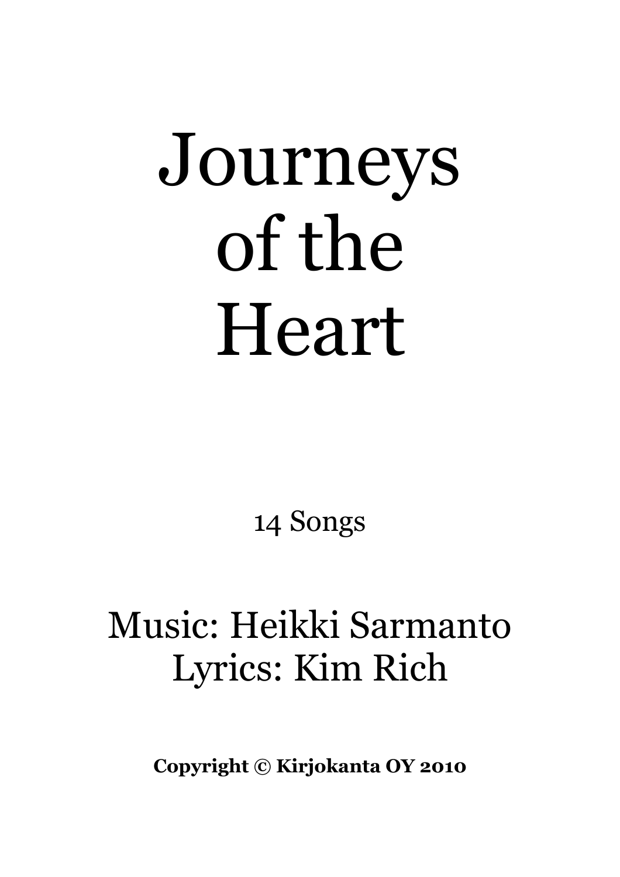# Journeys of the Heart

14 Songs

Music: Heikki Sarmanto
Lyrics: Kim Rich

**Copyright © Kirjokanta OY 2010**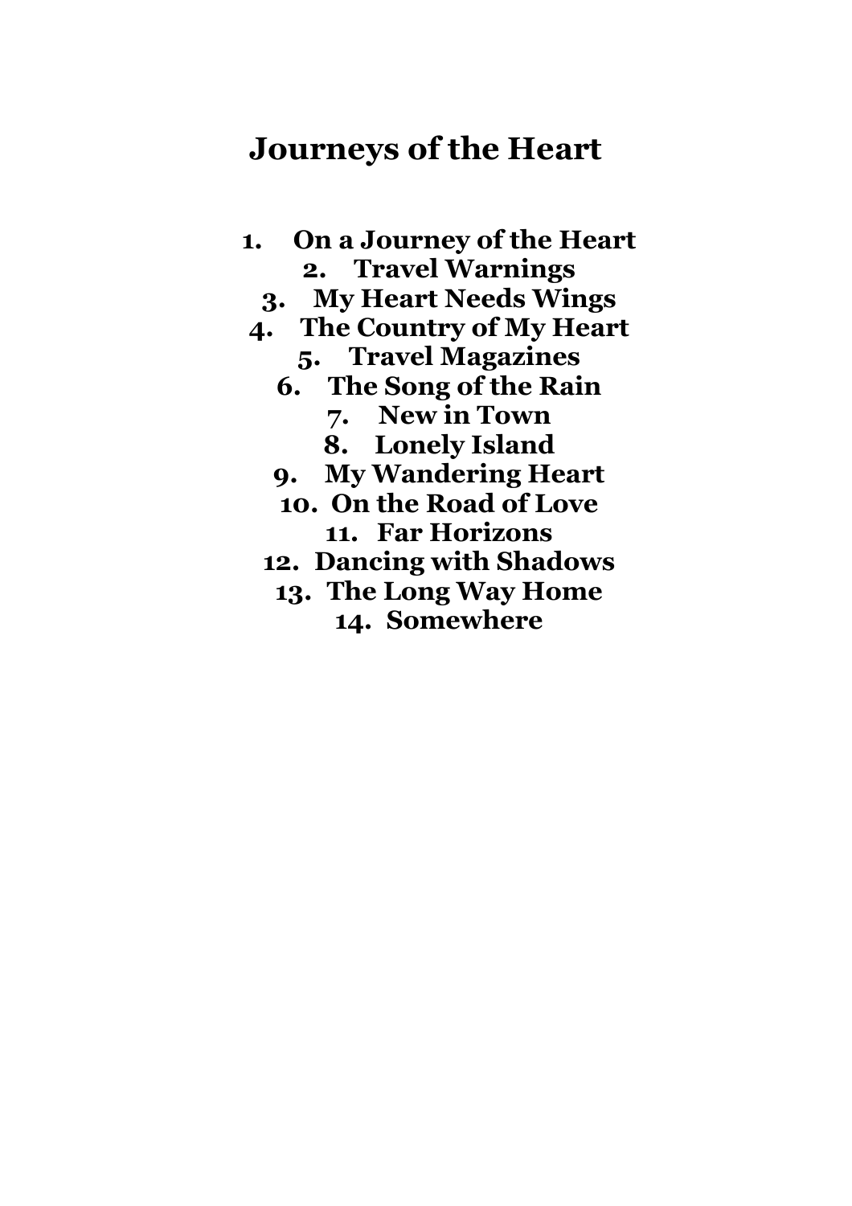# Journeys of the Heart

1. **On a Journey of the Heart**
2. **Travel Warnings**
3. **My Heart Needs Wings**
4. **The Country of My Heart**
5. **Travel Magazines**
6. **The Song of the Rain**
7. **New in Town**
8. **Lonely Island**
9. **My Wandering Heart**
10. **On the Road of Love**
11. **Far Horizons**
12. **Dancing with Shadows**
13. **The Long Way Home**
14. **Somewhere**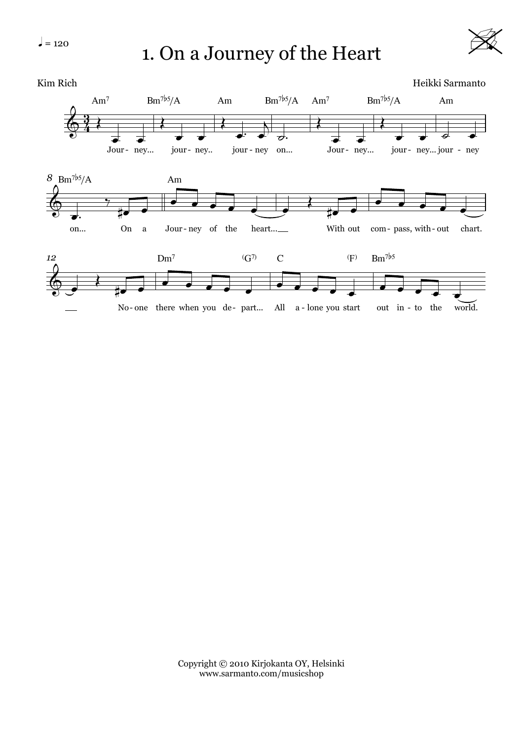♩ = 120

# 1. On a Journey of the Heart

Kim Rich

Heikki Sarmanto

Am7 | Bm7b5/A | Am | Bm7b5/A | Am7 | Bm7b5/A | Am

Jour- ney... jour- ney.. jour - ney on... Jour- ney... jour- ney... jour - ney

Bm7b5/A | Am

on... On a Jour - ney of the heart... With out com- pass, with- out chart.

Dm7 (G7) C (F) Bm7b5

No- one there when you de- part... All a - lone you start out in - to the world.

Copyright © 2010 Kirjokanta OY, Helsinki
www.sarmanto.com/musicshop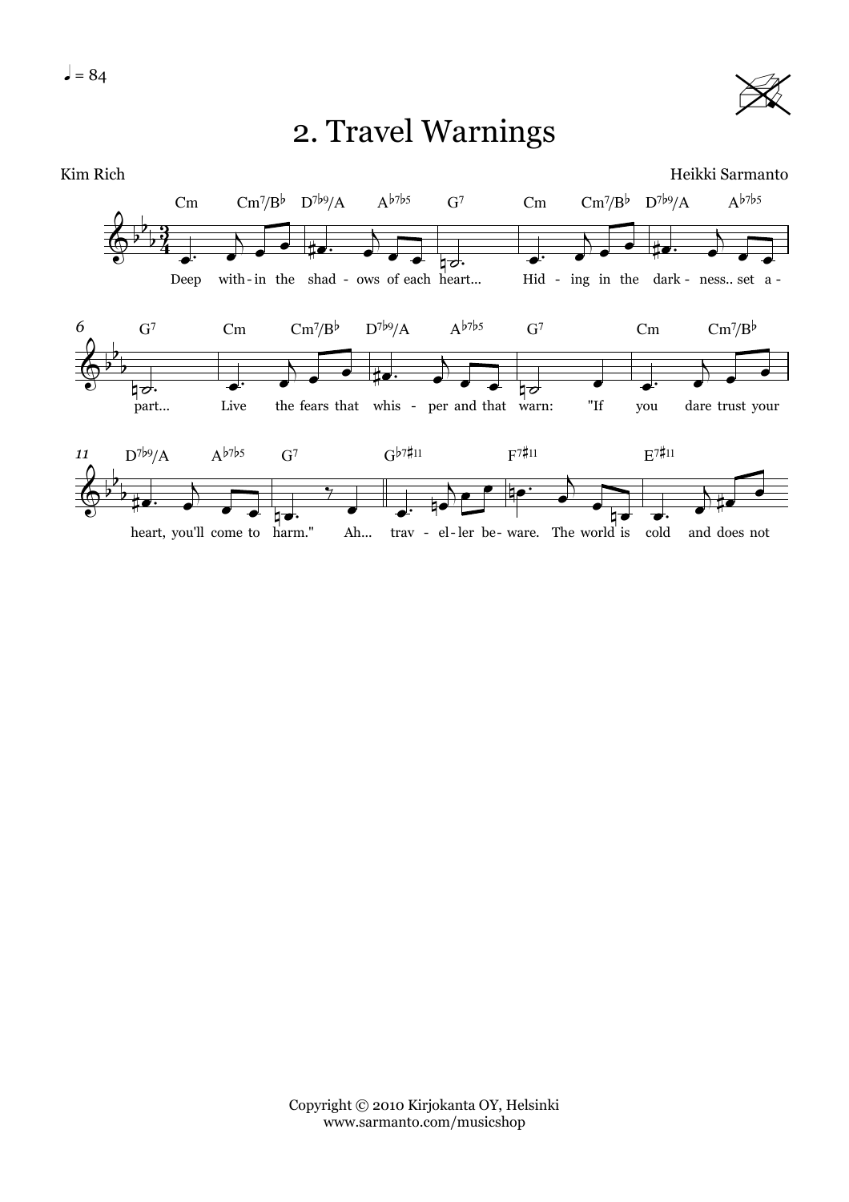♩ = 84

# 2. Travel Warnings

Kim Rich

Heikki Sarmanto

Deep within the shadows of each heart... Hiding in the darkness.. set apart... Live the fears that whisper and that warn: "If you dare trust your heart, you'll come to harm." Ah... traveler beware. The world is cold and does not

Copyright © 2010 Kirjokanta OY, Helsinki
www.sarmanto.com/musicshop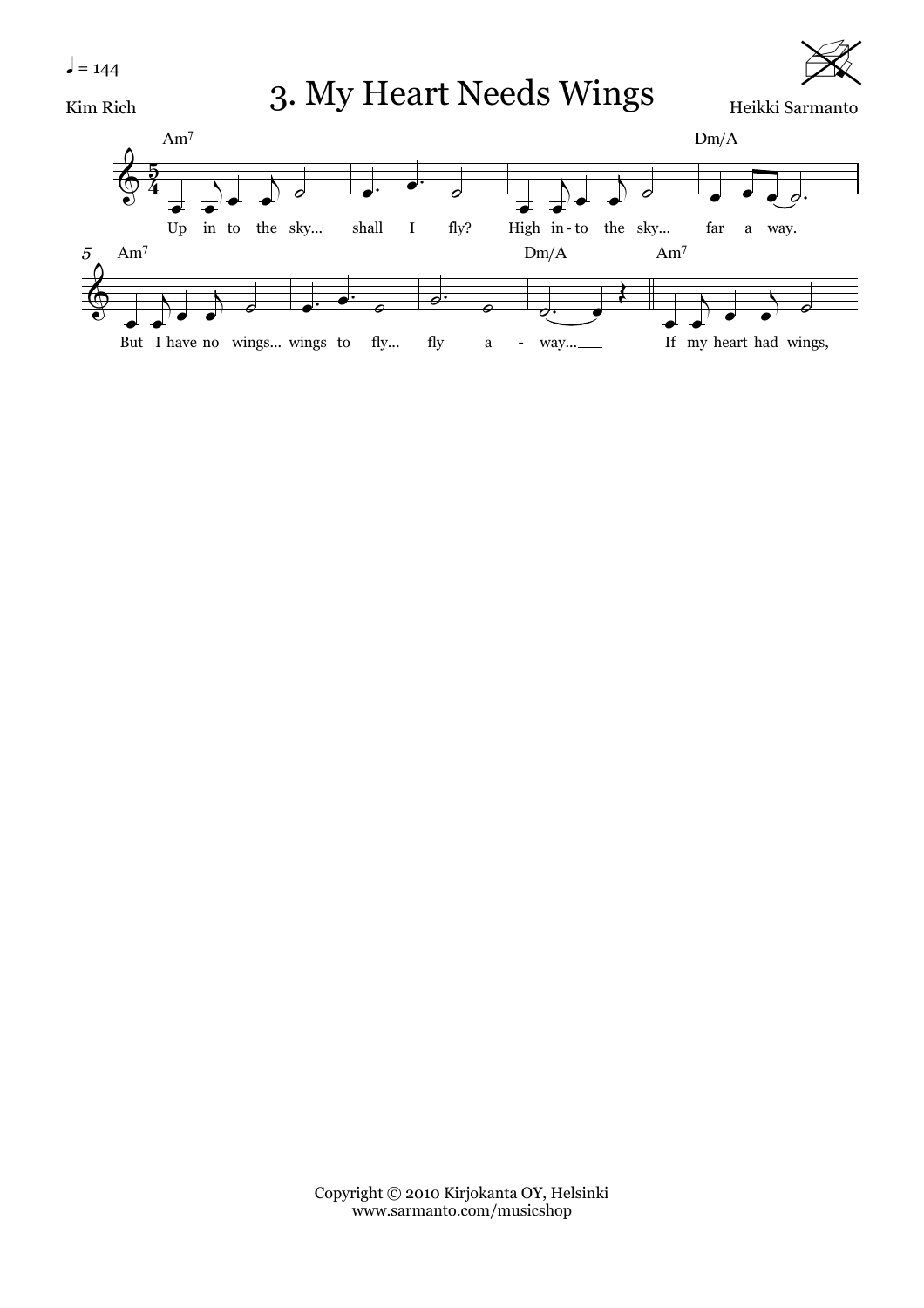♩ = 144

# 3. My Heart Needs Wings

Kim Rich

Heikki Sarmanto

Am7 — Dm/A

Up in to the sky... shall I fly? High in-to the sky... far a way.

Am7 — Dm/A — Am7

But I have no wings... wings to fly... fly a - way... If my heart had wings,

Copyright © 2010 Kirjokanta OY, Helsinki
www.sarmanto.com/musicshop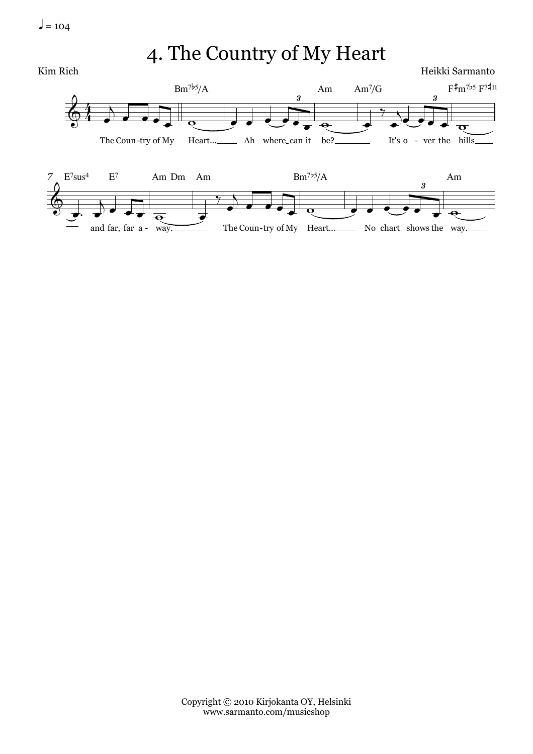♩ = 104

# 4. The Country of My Heart

Kim Rich

Heikki Sarmanto

Copyright © 2010 Kirjokanta OY, Helsinki
www.sarmanto.com/musicshop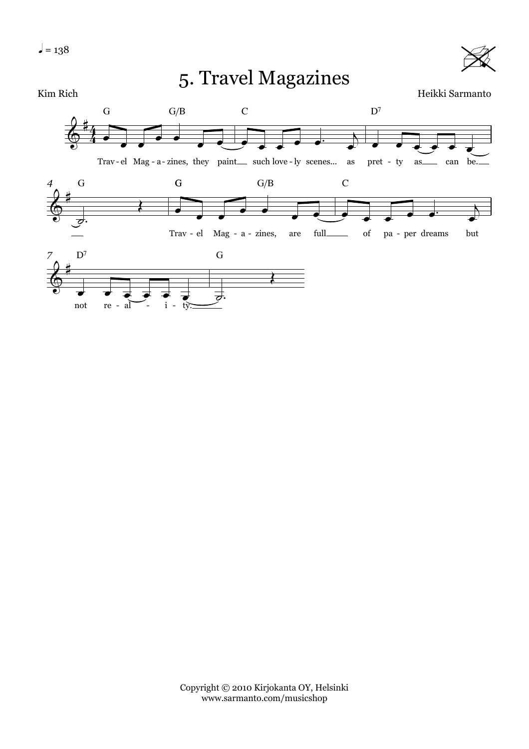♩ = 138

# 5. Travel Magazines

Kim Rich

Heikki Sarmanto

Trav - el Mag - a - zines, they paint such love - ly scenes... as pret - ty as can be.

Trav - el Mag - a - zines, are full of pa - per dreams but not re - al - i - ty.

Copyright © 2010 Kirjokanta OY, Helsinki
www.sarmanto.com/musicshop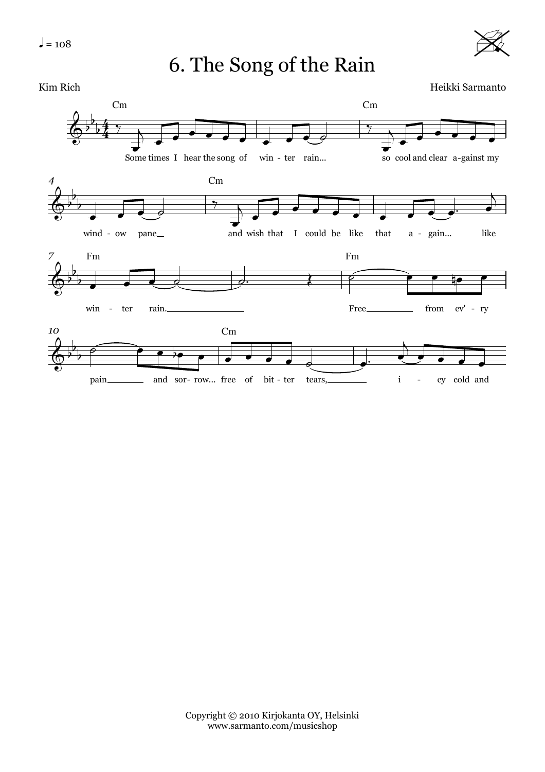♩ = 108

# 6. The Song of the Rain

Kim Rich

Heikki Sarmanto

Cm

Some times I hear the song of win - ter rain... so cool and clear a-gainst my wind - ow pane and wish that I could be like that a - gain... like win - ter rain. Free from ev' - ry pain and sor- row... free of bit - ter tears, i - cy cold and

Copyright © 2010 Kirjokanta OY, Helsinki
www.sarmanto.com/musicshop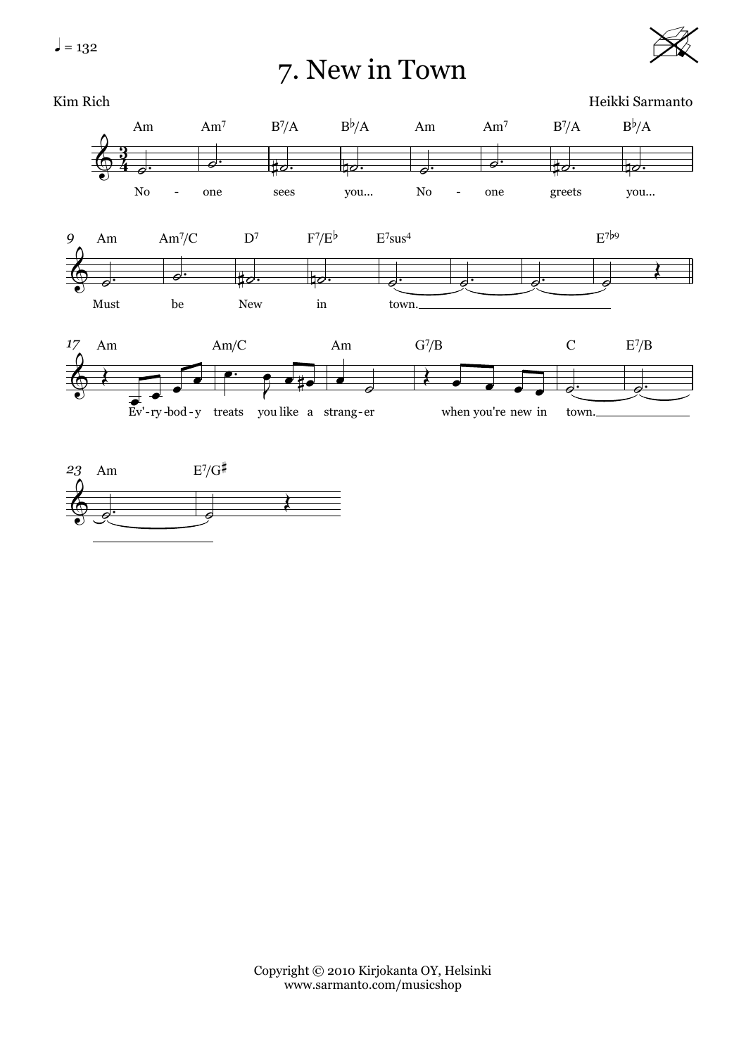♩ = 132

# 7. New in Town

Kim Rich

Heikki Sarmanto

Am Am7 B7/A B♭/A Am Am7 B7/A B♭/A

No - one sees you... No - one greets you...

Am Am7/C D7 F7/E♭ E7sus4 E7♭9

Must be New in town.

Am Am/C Am G7/B C E7/B

Ev'-ry-bod-y treats you like a strang-er when you're new in town.

Am E7/G♯

Copyright © 2010 Kirjokanta OY, Helsinki
www.sarmanto.com/musicshop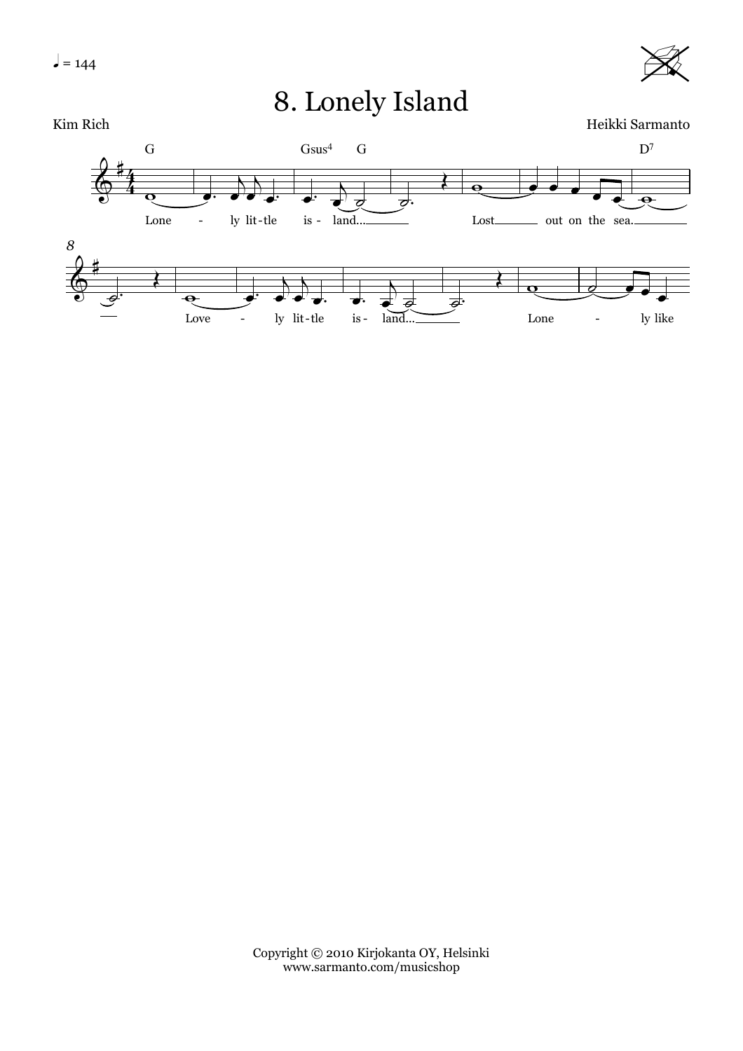♩ = 144

# 8. Lonely Island

Kim Rich

Heikki Sarmanto

Copyright © 2010 Kirjokanta OY, Helsinki
www.sarmanto.com/musicshop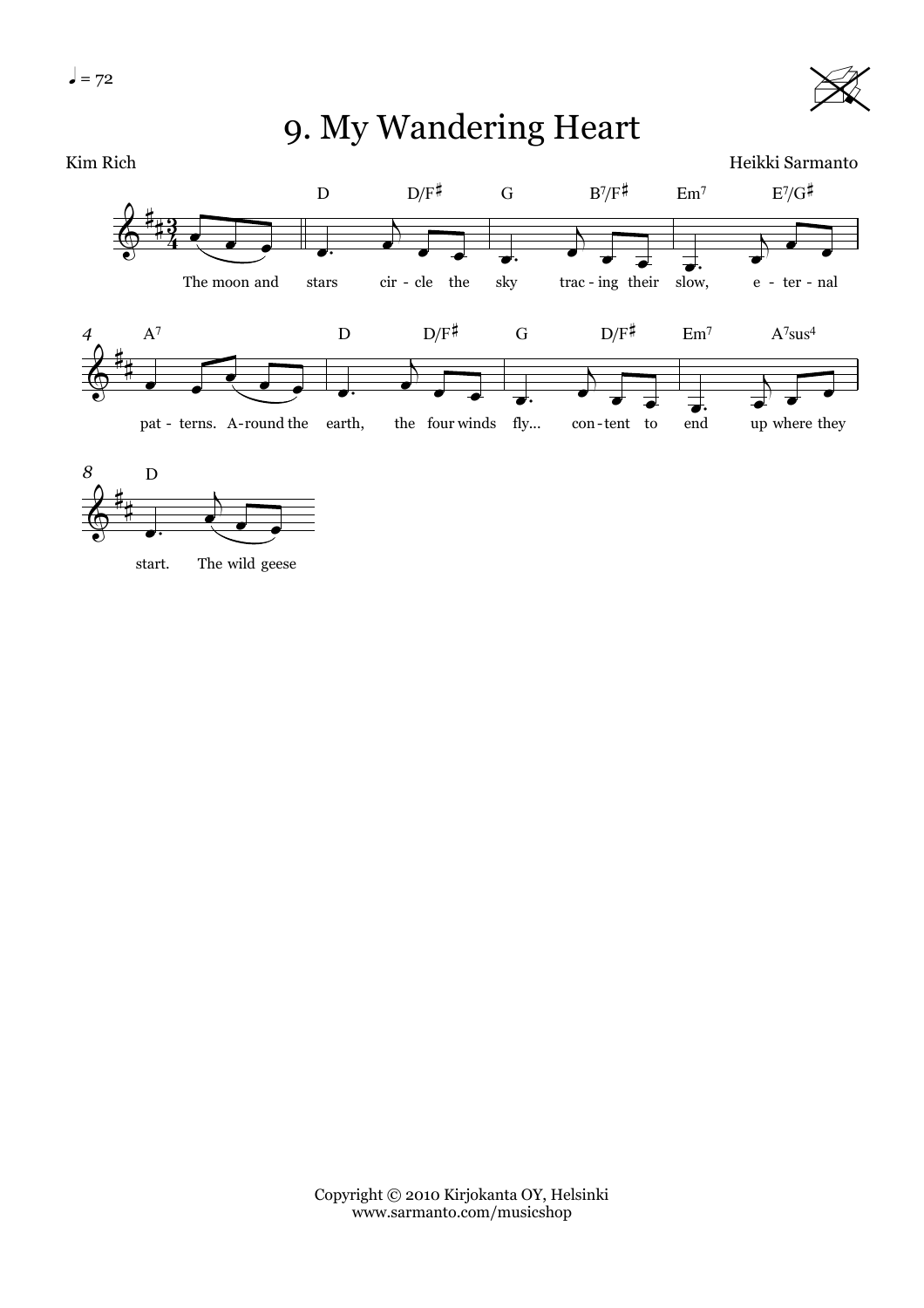♩ = 72

# 9. My Wandering Heart

Kim Rich

Heikki Sarmanto

D D/F♯ G B7/F♯ Em7 E7/G♯

The moon and stars cir - cle the sky trac - ing their slow, e - ter - nal

A7 D D/F♯ G D/F♯ Em7 A7sus4

pat - terns. A-round the earth, the four winds fly... con - tent to end up where they

D

start. The wild geese

Copyright © 2010 Kirjokanta OY, Helsinki
www.sarmanto.com/musicshop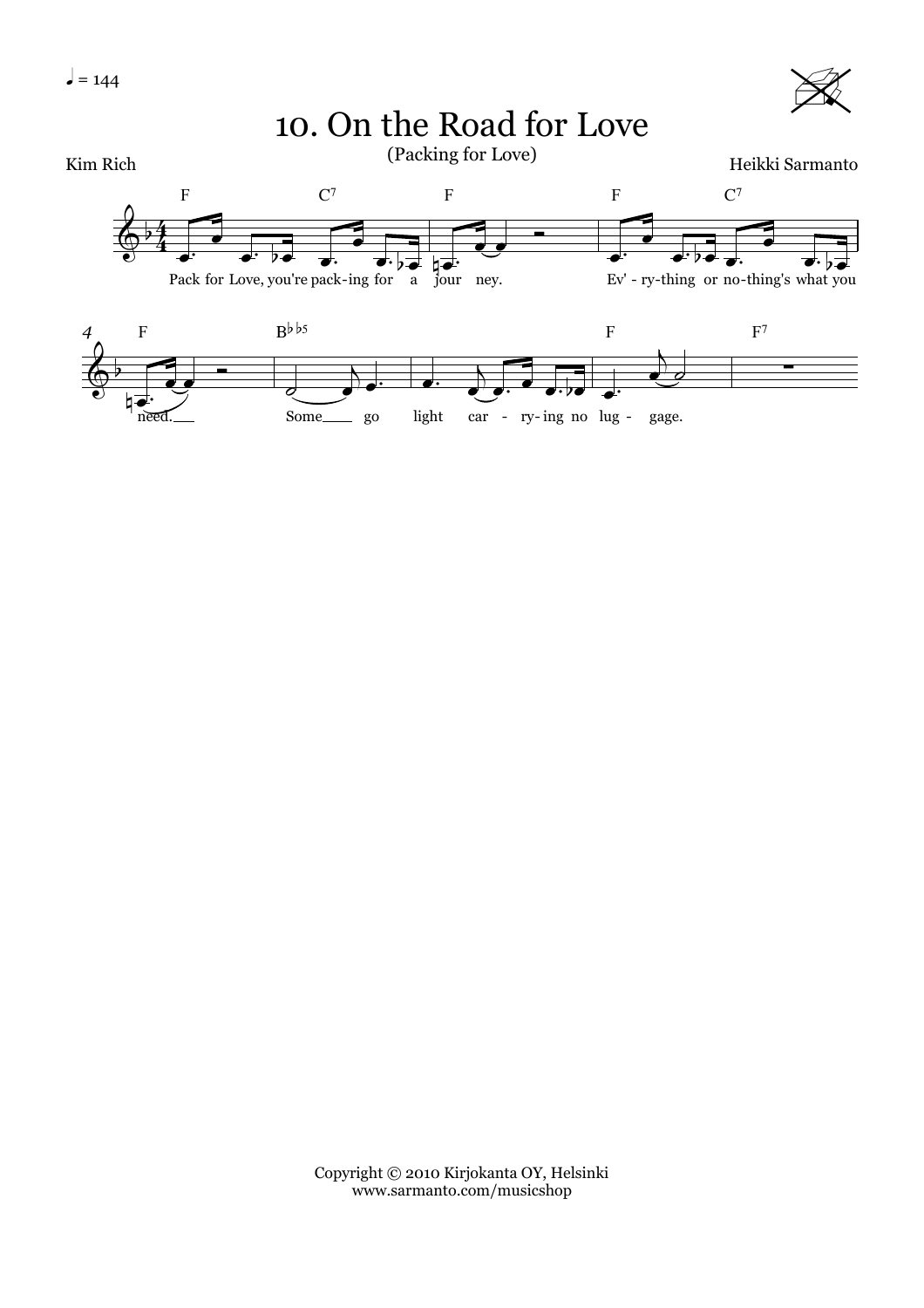♩ = 144

# 10. On the Road for Love

(Packing for Love)

Kim Rich

Heikki Sarmanto

F C7 F F C7

Pack for Love, you're pack-ing for a jour ney. Ev' - ry-thing or no-thing's what you

F B♭♭5 F F7

need. Some go light car - ry-ing no lug - gage.

Copyright © 2010 Kirjokanta OY, Helsinki
www.sarmanto.com/musicshop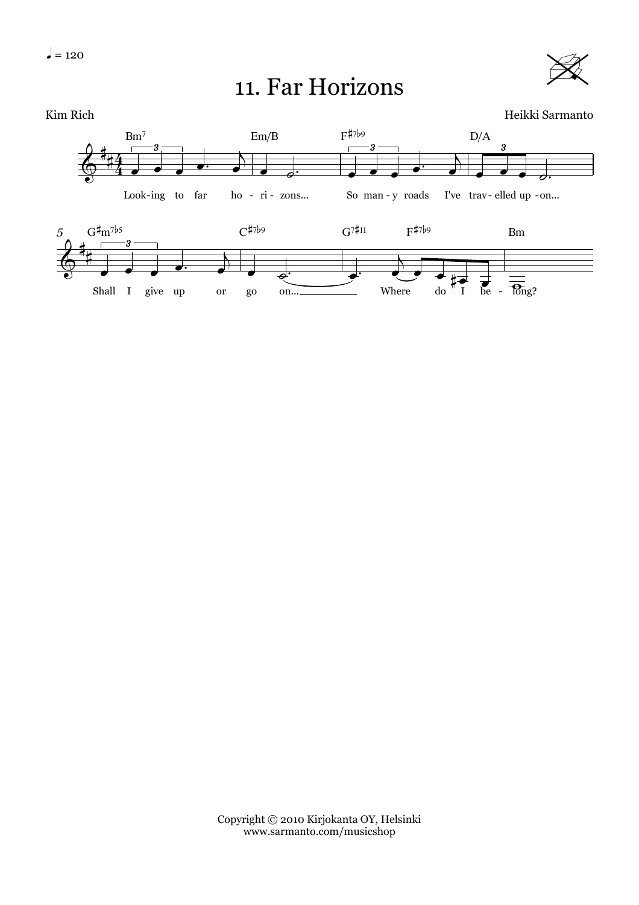♩ = 120

# 11. Far Horizons

Kim Rich

Heikki Sarmanto

Bm7 Em/B F♯7♭9 D/A

Look-ing to far ho - ri - zons... So man - y roads I've trav - elled up - on...

G♯m7♭5 C♯7♭9 G7♯11 F♯7♭9 Bm

Shall I give up or go on... Where do I be - long?

Copyright © 2010 Kirjokanta OY, Helsinki
www.sarmanto.com/musicshop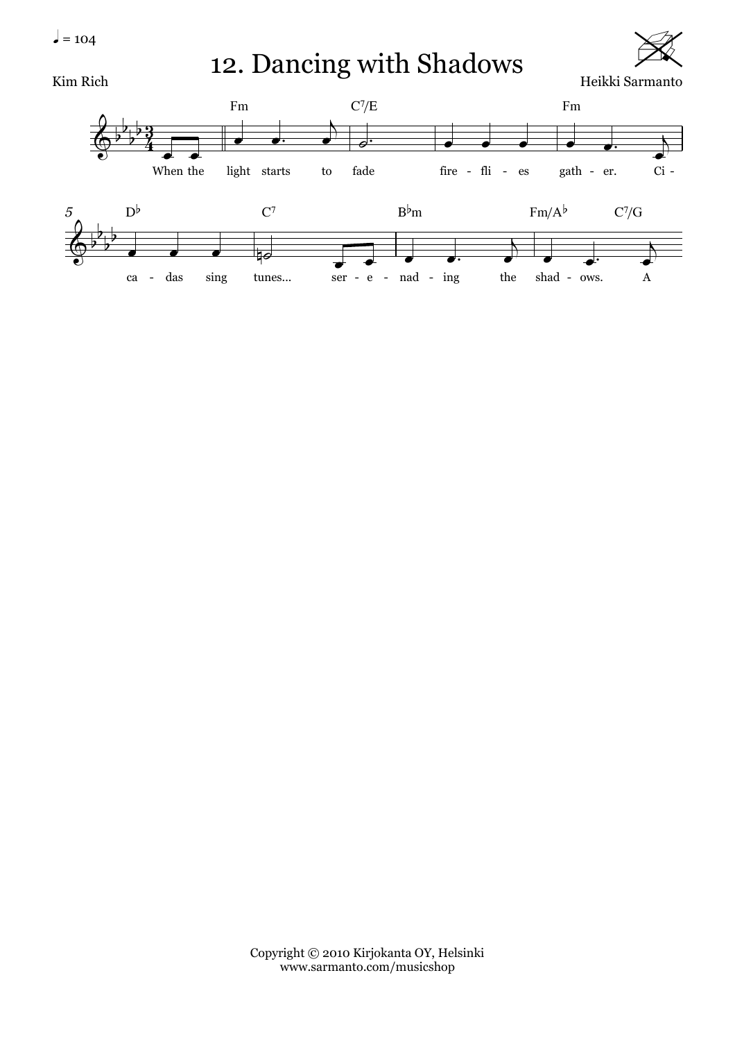♩ = 104

# 12. Dancing with Shadows

Kim Rich

Heikki Sarmanto

Fm, C7/E, Fm

When the light starts to fade fire - fli - es gath - er. Ci -

Db, C7, Bbm, Fm/Ab, C7/G

ca - das sing tunes... ser - e - nad - ing the shad - ows. A

Copyright © 2010 Kirjokanta OY, Helsinki
www.sarmanto.com/musicshop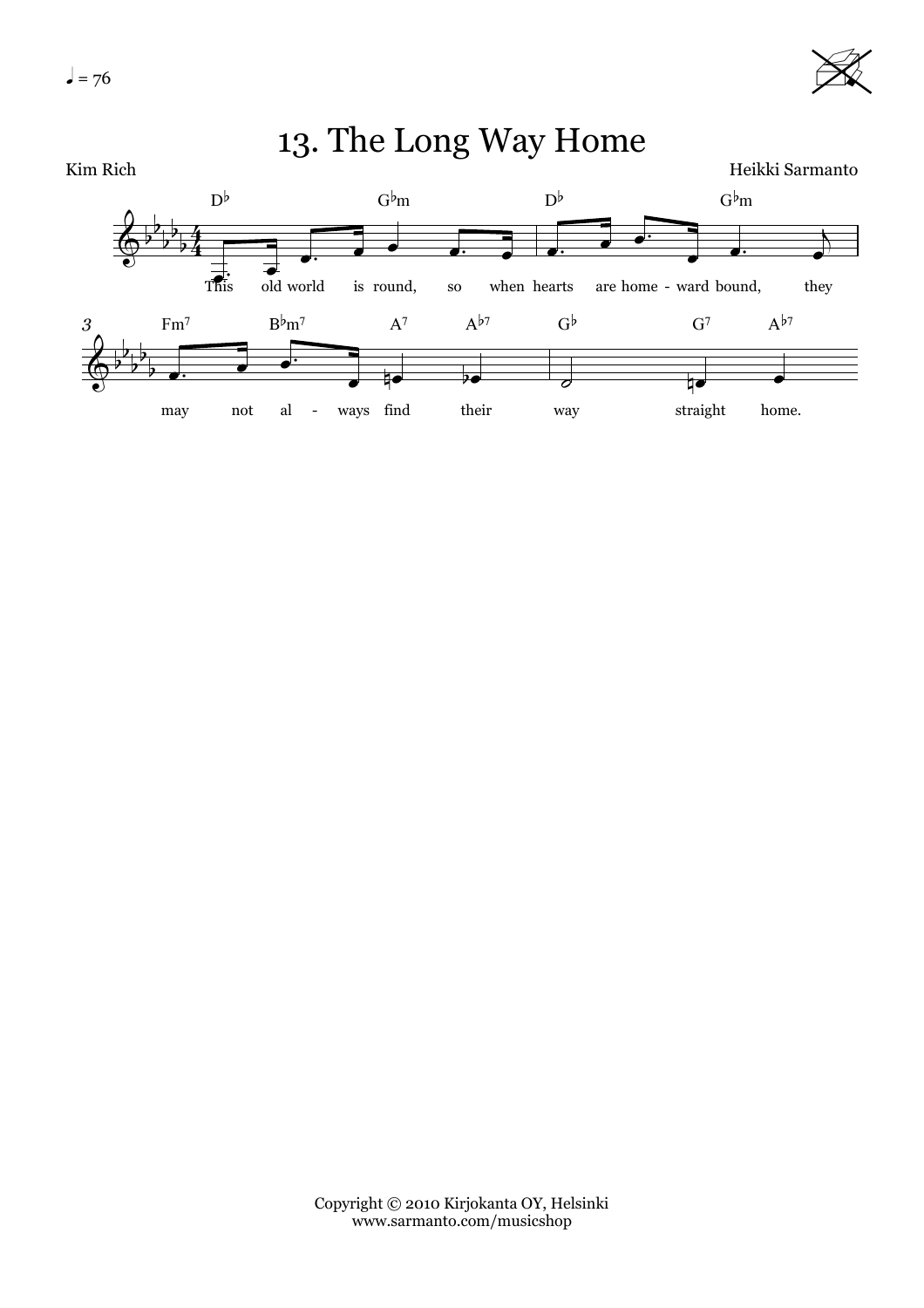♩ = 76

# 13. The Long Way Home

Kim Rich

Heikki Sarmanto

Copyright © 2010 Kirjokanta OY, Helsinki
www.sarmanto.com/musicshop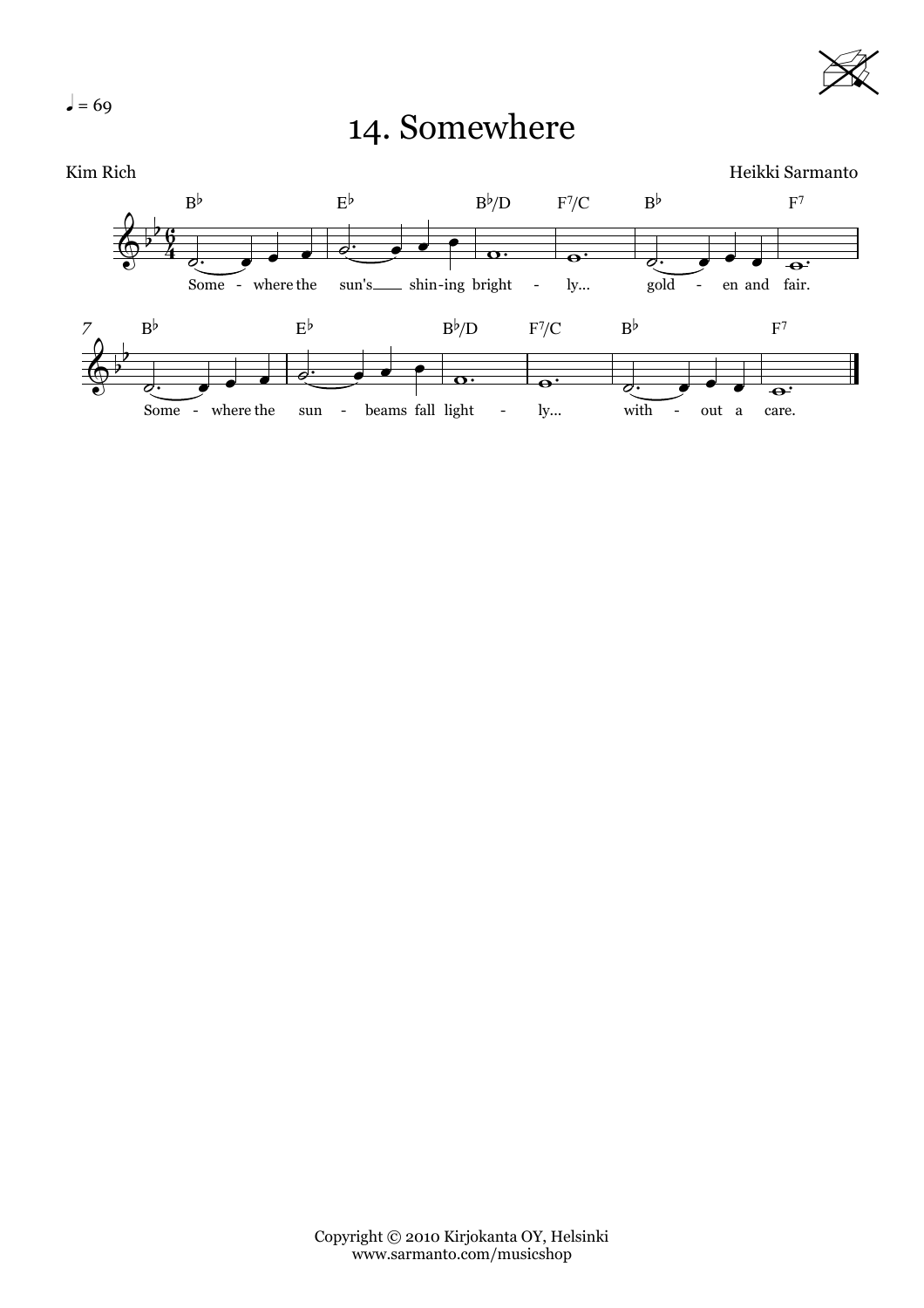♩ = 69

# 14. Somewhere

Kim Rich

Heikki Sarmanto

Copyright © 2010 Kirjokanta OY, Helsinki
www.sarmanto.com/musicshop